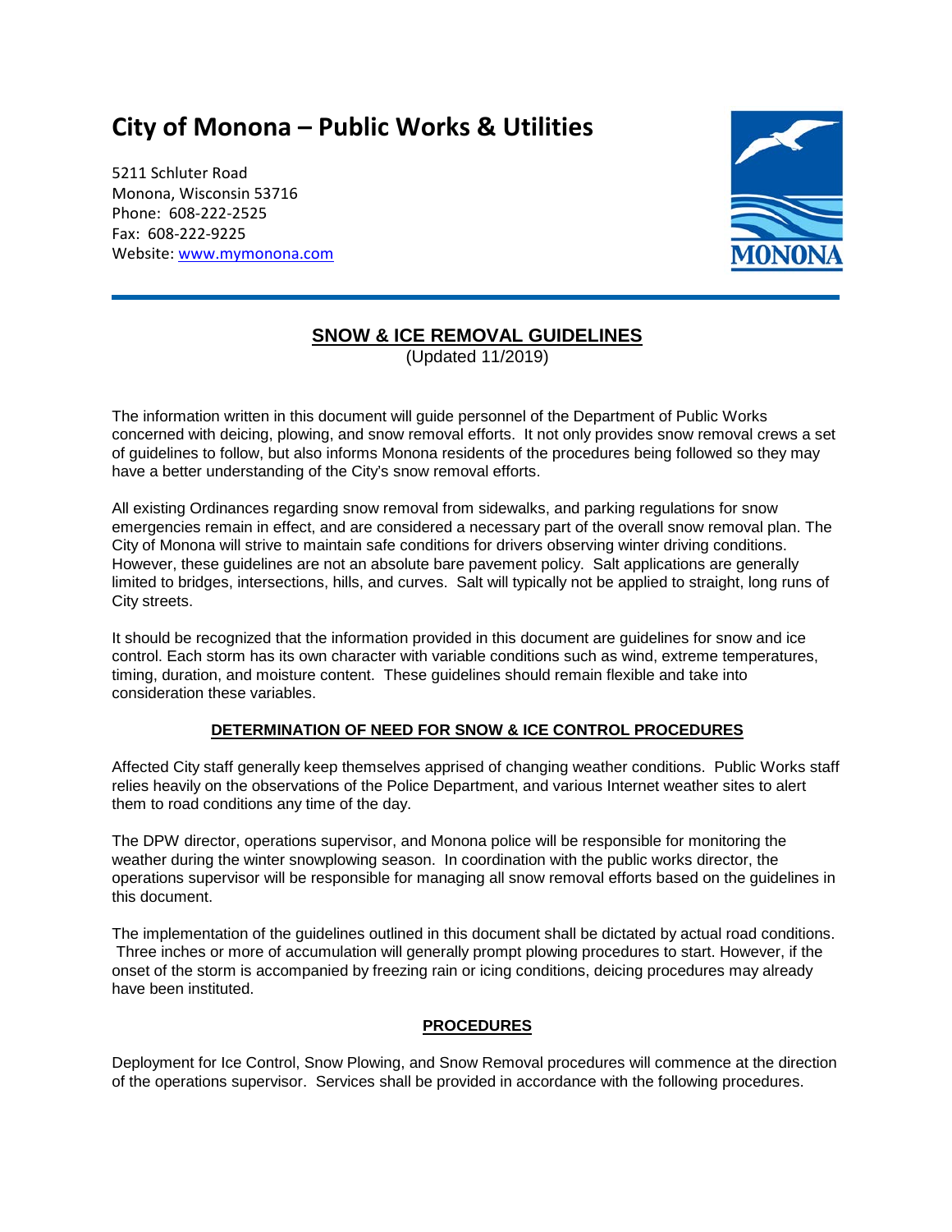# City of Monona – Public Works & Utilities

5211 Schluter Road
Monona, Wisconsin 53716
Phone: 608-222-2525
Fax: 608-222-9225
Website: [www.mymonona.com](http://www.mymonona.com)

## SNOW & ICE REMOVAL GUIDELINES

(Updated 11/2019)

The information written in this document will guide personnel of the Department of Public Works concerned with deicing, plowing, and snow removal efforts. It not only provides snow removal crews a set of guidelines to follow, but also informs Monona residents of the procedures being followed so they may have a better understanding of the City's snow removal efforts.

All existing Ordinances regarding snow removal from sidewalks, and parking regulations for snow emergencies remain in effect, and are considered a necessary part of the overall snow removal plan. The City of Monona will strive to maintain safe conditions for drivers observing winter driving conditions. However, these guidelines are not an absolute bare pavement policy. Salt applications are generally limited to bridges, intersections, hills, and curves. Salt will typically not be applied to straight, long runs of City streets.

It should be recognized that the information provided in this document are guidelines for snow and ice control. Each storm has its own character with variable conditions such as wind, extreme temperatures, timing, duration, and moisture content. These guidelines should remain flexible and take into consideration these variables.

### DETERMINATION OF NEED FOR SNOW & ICE CONTROL PROCEDURES

Affected City staff generally keep themselves apprised of changing weather conditions. Public Works staff relies heavily on the observations of the Police Department, and various Internet weather sites to alert them to road conditions any time of the day.

The DPW director, operations supervisor, and Monona police will be responsible for monitoring the weather during the winter snowplowing season. In coordination with the public works director, the operations supervisor will be responsible for managing all snow removal efforts based on the guidelines in this document.

The implementation of the guidelines outlined in this document shall be dictated by actual road conditions. Three inches or more of accumulation will generally prompt plowing procedures to start. However, if the onset of the storm is accompanied by freezing rain or icing conditions, deicing procedures may already have been instituted.

### PROCEDURES

Deployment for Ice Control, Snow Plowing, and Snow Removal procedures will commence at the direction of the operations supervisor. Services shall be provided in accordance with the following procedures.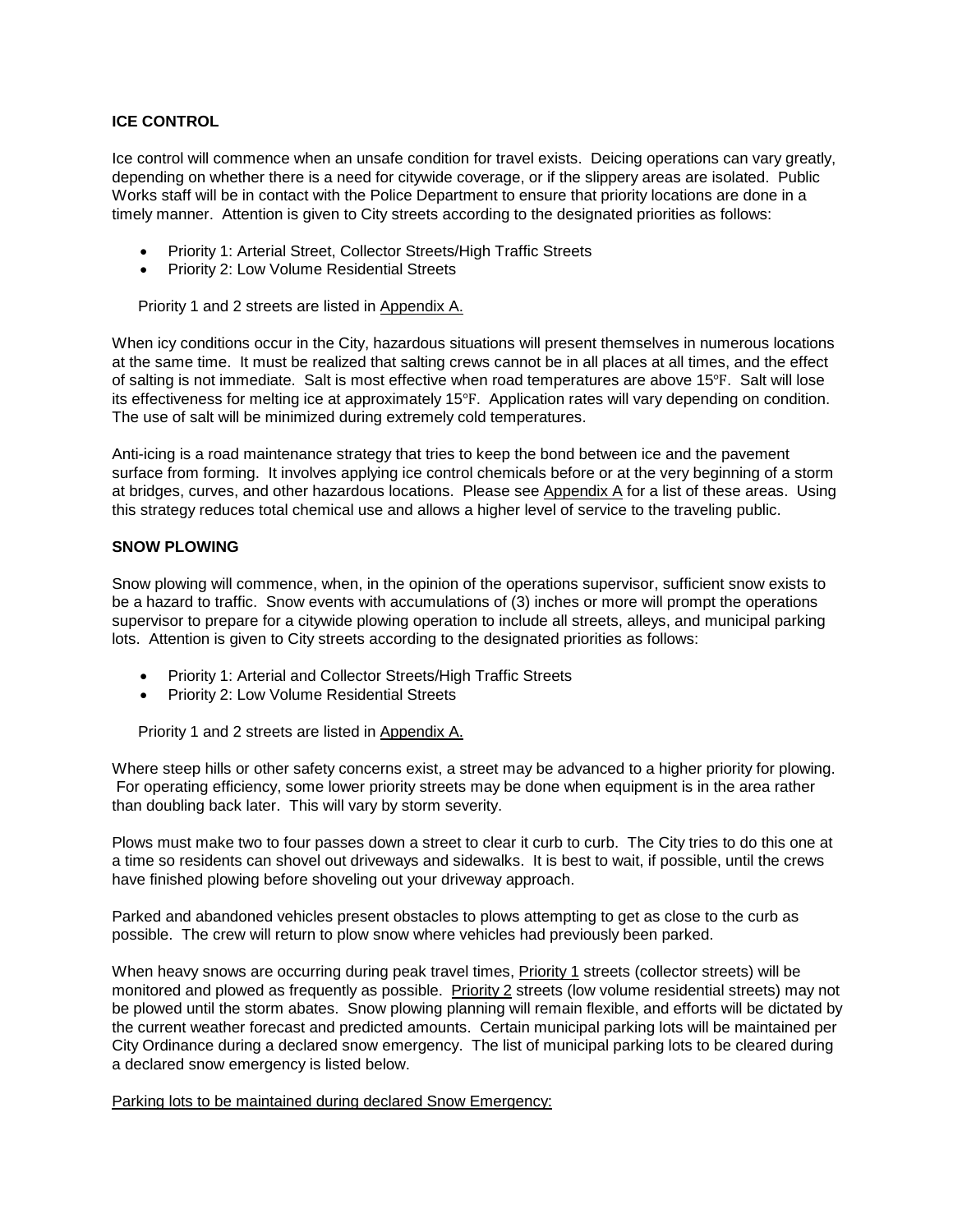**ICE CONTROL**

Ice control will commence when an unsafe condition for travel exists. Deicing operations can vary greatly, depending on whether there is a need for citywide coverage, or if the slippery areas are isolated. Public Works staff will be in contact with the Police Department to ensure that priority locations are done in a timely manner. Attention is given to City streets according to the designated priorities as follows:

- Priority 1: Arterial Street, Collector Streets/High Traffic Streets
- Priority 2: Low Volume Residential Streets

Priority 1 and 2 streets are listed in Appendix A.

When icy conditions occur in the City, hazardous situations will present themselves in numerous locations at the same time. It must be realized that salting crews cannot be in all places at all times, and the effect of salting is not immediate. Salt is most effective when road temperatures are above 15℉. Salt will lose its effectiveness for melting ice at approximately 15℉. Application rates will vary depending on condition. The use of salt will be minimized during extremely cold temperatures.

Anti-icing is a road maintenance strategy that tries to keep the bond between ice and the pavement surface from forming. It involves applying ice control chemicals before or at the very beginning of a storm at bridges, curves, and other hazardous locations. Please see Appendix A for a list of these areas. Using this strategy reduces total chemical use and allows a higher level of service to the traveling public.

**SNOW PLOWING**

Snow plowing will commence, when, in the opinion of the operations supervisor, sufficient snow exists to be a hazard to traffic. Snow events with accumulations of (3) inches or more will prompt the operations supervisor to prepare for a citywide plowing operation to include all streets, alleys, and municipal parking lots. Attention is given to City streets according to the designated priorities as follows:

- Priority 1: Arterial and Collector Streets/High Traffic Streets
- Priority 2: Low Volume Residential Streets

Priority 1 and 2 streets are listed in Appendix A.

Where steep hills or other safety concerns exist, a street may be advanced to a higher priority for plowing. For operating efficiency, some lower priority streets may be done when equipment is in the area rather than doubling back later. This will vary by storm severity.

Plows must make two to four passes down a street to clear it curb to curb. The City tries to do this one at a time so residents can shovel out driveways and sidewalks. It is best to wait, if possible, until the crews have finished plowing before shoveling out your driveway approach.

Parked and abandoned vehicles present obstacles to plows attempting to get as close to the curb as possible. The crew will return to plow snow where vehicles had previously been parked.

When heavy snows are occurring during peak travel times, Priority 1 streets (collector streets) will be monitored and plowed as frequently as possible. Priority 2 streets (low volume residential streets) may not be plowed until the storm abates. Snow plowing planning will remain flexible, and efforts will be dictated by the current weather forecast and predicted amounts. Certain municipal parking lots will be maintained per City Ordinance during a declared snow emergency. The list of municipal parking lots to be cleared during a declared snow emergency is listed below.

Parking lots to be maintained during declared Snow Emergency: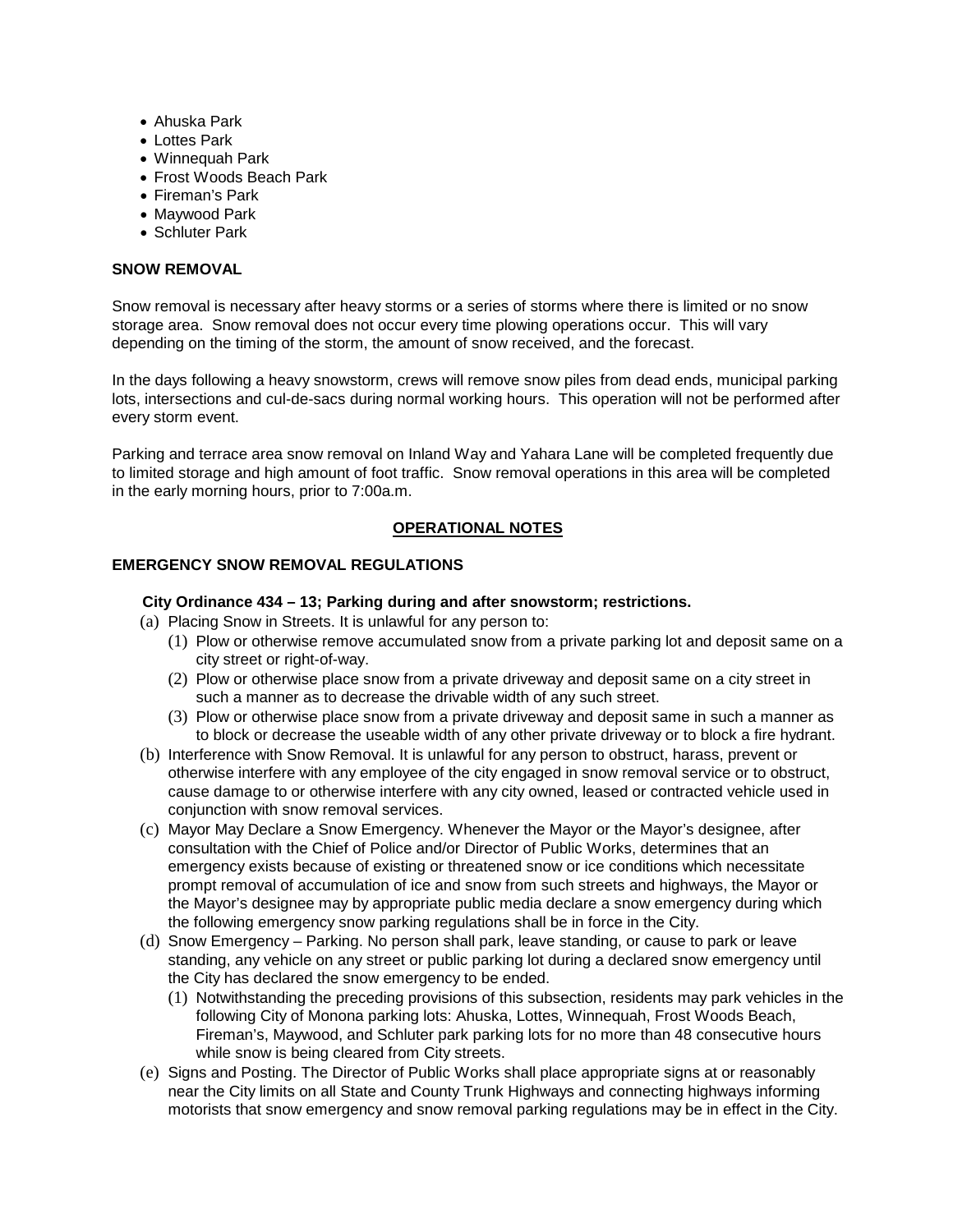- Ahuska Park
- Lottes Park
- Winnequah Park
- Frost Woods Beach Park
- Fireman's Park
- Maywood Park
- Schluter Park

**SNOW REMOVAL**

Snow removal is necessary after heavy storms or a series of storms where there is limited or no snow storage area. Snow removal does not occur every time plowing operations occur. This will vary depending on the timing of the storm, the amount of snow received, and the forecast.

In the days following a heavy snowstorm, crews will remove snow piles from dead ends, municipal parking lots, intersections and cul-de-sacs during normal working hours. This operation will not be performed after every storm event.

Parking and terrace area snow removal on Inland Way and Yahara Lane will be completed frequently due to limited storage and high amount of foot traffic. Snow removal operations in this area will be completed in the early morning hours, prior to 7:00a.m.

## OPERATIONAL NOTES

**EMERGENCY SNOW REMOVAL REGULATIONS**

**City Ordinance 434 – 13; Parking during and after snowstorm; restrictions.**

(a) Placing Snow in Streets. It is unlawful for any person to:
  (1) Plow or otherwise remove accumulated snow from a private parking lot and deposit same on a city street or right-of-way.
  (2) Plow or otherwise place snow from a private driveway and deposit same on a city street in such a manner as to decrease the drivable width of any such street.
  (3) Plow or otherwise place snow from a private driveway and deposit same in such a manner as to block or decrease the useable width of any other private driveway or to block a fire hydrant.

(b) Interference with Snow Removal. It is unlawful for any person to obstruct, harass, prevent or otherwise interfere with any employee of the city engaged in snow removal service or to obstruct, cause damage to or otherwise interfere with any city owned, leased or contracted vehicle used in conjunction with snow removal services.

(c) Mayor May Declare a Snow Emergency. Whenever the Mayor or the Mayor's designee, after consultation with the Chief of Police and/or Director of Public Works, determines that an emergency exists because of existing or threatened snow or ice conditions which necessitate prompt removal of accumulation of ice and snow from such streets and highways, the Mayor or the Mayor's designee may by appropriate public media declare a snow emergency during which the following emergency snow parking regulations shall be in force in the City.

(d) Snow Emergency – Parking. No person shall park, leave standing, or cause to park or leave standing, any vehicle on any street or public parking lot during a declared snow emergency until the City has declared the snow emergency to be ended.
  (1) Notwithstanding the preceding provisions of this subsection, residents may park vehicles in the following City of Monona parking lots: Ahuska, Lottes, Winnequah, Frost Woods Beach, Fireman's, Maywood, and Schluter park parking lots for no more than 48 consecutive hours while snow is being cleared from City streets.

(e) Signs and Posting. The Director of Public Works shall place appropriate signs at or reasonably near the City limits on all State and County Trunk Highways and connecting highways informing motorists that snow emergency and snow removal parking regulations may be in effect in the City.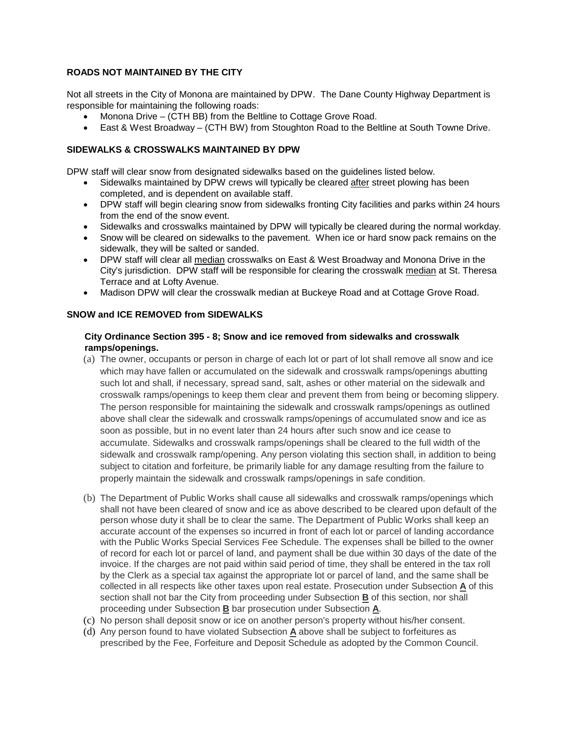## ROADS NOT MAINTAINED BY THE CITY

Not all streets in the City of Monona are maintained by DPW. The Dane County Highway Department is responsible for maintaining the following roads:

- Monona Drive – (CTH BB) from the Beltline to Cottage Grove Road.
- East & West Broadway – (CTH BW) from Stoughton Road to the Beltline at South Towne Drive.

## SIDEWALKS & CROSSWALKS MAINTAINED BY DPW

DPW staff will clear snow from designated sidewalks based on the guidelines listed below.

- Sidewalks maintained by DPW crews will typically be cleared <u>after</u> street plowing has been completed, and is dependent on available staff.
- DPW staff will begin clearing snow from sidewalks fronting City facilities and parks within 24 hours from the end of the snow event.
- Sidewalks and crosswalks maintained by DPW will typically be cleared during the normal workday.
- Snow will be cleared on sidewalks to the pavement. When ice or hard snow pack remains on the sidewalk, they will be salted or sanded.
- DPW staff will clear all <u>median</u> crosswalks on East & West Broadway and Monona Drive in the City's jurisdiction. DPW staff will be responsible for clearing the crosswalk <u>median</u> at St. Theresa Terrace and at Lofty Avenue.
- Madison DPW will clear the crosswalk median at Buckeye Road and at Cottage Grove Road.

## SNOW and ICE REMOVED from SIDEWALKS

**City Ordinance Section 395 - 8; Snow and ice removed from sidewalks and crosswalk ramps/openings.**

(a) The owner, occupants or person in charge of each lot or part of lot shall remove all snow and ice which may have fallen or accumulated on the sidewalk and crosswalk ramps/openings abutting such lot and shall, if necessary, spread sand, salt, ashes or other material on the sidewalk and crosswalk ramps/openings to keep them clear and prevent them from being or becoming slippery. The person responsible for maintaining the sidewalk and crosswalk ramps/openings as outlined above shall clear the sidewalk and crosswalk ramps/openings of accumulated snow and ice as soon as possible, but in no event later than 24 hours after such snow and ice cease to accumulate. Sidewalks and crosswalk ramps/openings shall be cleared to the full width of the sidewalk and crosswalk ramp/opening. Any person violating this section shall, in addition to being subject to citation and forfeiture, be primarily liable for any damage resulting from the failure to properly maintain the sidewalk and crosswalk ramps/openings in safe condition.

(b) The Department of Public Works shall cause all sidewalks and crosswalk ramps/openings which shall not have been cleared of snow and ice as above described to be cleared upon default of the person whose duty it shall be to clear the same. The Department of Public Works shall keep an accurate account of the expenses so incurred in front of each lot or parcel of landing accordance with the Public Works Special Services Fee Schedule. The expenses shall be billed to the owner of record for each lot or parcel of land, and payment shall be due within 30 days of the date of the invoice. If the charges are not paid within said period of time, they shall be entered in the tax roll by the Clerk as a special tax against the appropriate lot or parcel of land, and the same shall be collected in all respects like other taxes upon real estate. Prosecution under Subsection **<u>A</u>** of this section shall not bar the City from proceeding under Subsection **<u>B</u>** of this section, nor shall proceeding under Subsection **<u>B</u>** bar prosecution under Subsection **<u>A</u>**.

(c) No person shall deposit snow or ice on another person's property without his/her consent.

(d) Any person found to have violated Subsection **<u>A</u>** above shall be subject to forfeitures as prescribed by the Fee, Forfeiture and Deposit Schedule as adopted by the Common Council.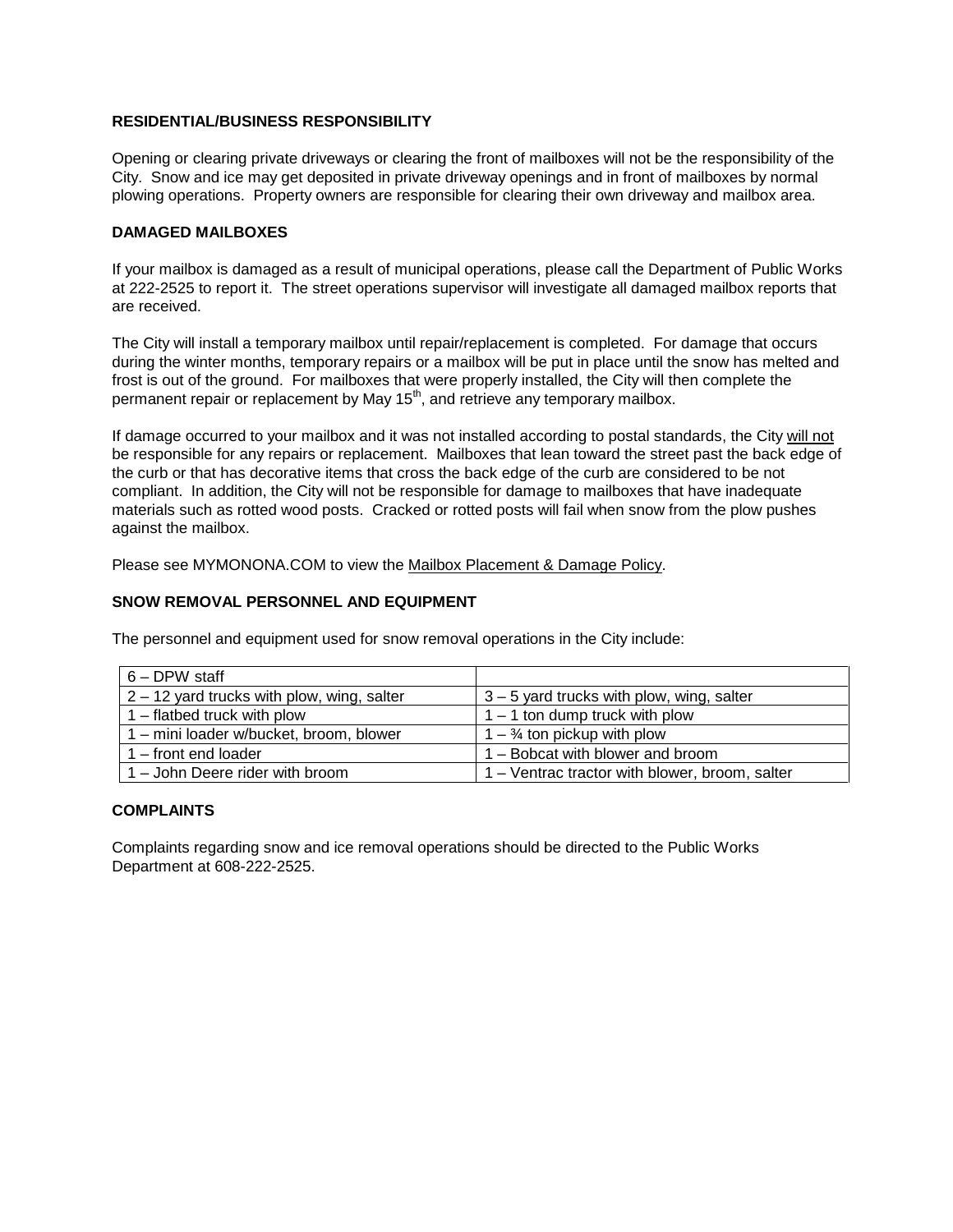## RESIDENTIAL/BUSINESS RESPONSIBILITY

Opening or clearing private driveways or clearing the front of mailboxes will not be the responsibility of the City. Snow and ice may get deposited in private driveway openings and in front of mailboxes by normal plowing operations. Property owners are responsible for clearing their own driveway and mailbox area.

## DAMAGED MAILBOXES

If your mailbox is damaged as a result of municipal operations, please call the Department of Public Works at 222-2525 to report it. The street operations supervisor will investigate all damaged mailbox reports that are received.

The City will install a temporary mailbox until repair/replacement is completed. For damage that occurs during the winter months, temporary repairs or a mailbox will be put in place until the snow has melted and frost is out of the ground. For mailboxes that were properly installed, the City will then complete the permanent repair or replacement by May 15th, and retrieve any temporary mailbox.

If damage occurred to your mailbox and it was not installed according to postal standards, the City will not be responsible for any repairs or replacement. Mailboxes that lean toward the street past the back edge of the curb or that has decorative items that cross the back edge of the curb are considered to be not compliant. In addition, the City will not be responsible for damage to mailboxes that have inadequate materials such as rotted wood posts. Cracked or rotted posts will fail when snow from the plow pushes against the mailbox.

Please see MYMONONA.COM to view the Mailbox Placement & Damage Policy.

## SNOW REMOVAL PERSONNEL AND EQUIPMENT

The personnel and equipment used for snow removal operations in the City include:

| 6 – DPW staff | |
|---|---|
| 2 – 12 yard trucks with plow, wing, salter | 3 – 5 yard trucks with plow, wing, salter |
| 1 – flatbed truck with plow | 1 – 1 ton dump truck with plow |
| 1 – mini loader w/bucket, broom, blower | 1 – ¾ ton pickup with plow |
| 1 – front end loader | 1 – Bobcat with blower and broom |
| 1 – John Deere rider with broom | 1 – Ventrac tractor with blower, broom, salter |

## COMPLAINTS

Complaints regarding snow and ice removal operations should be directed to the Public Works Department at 608-222-2525.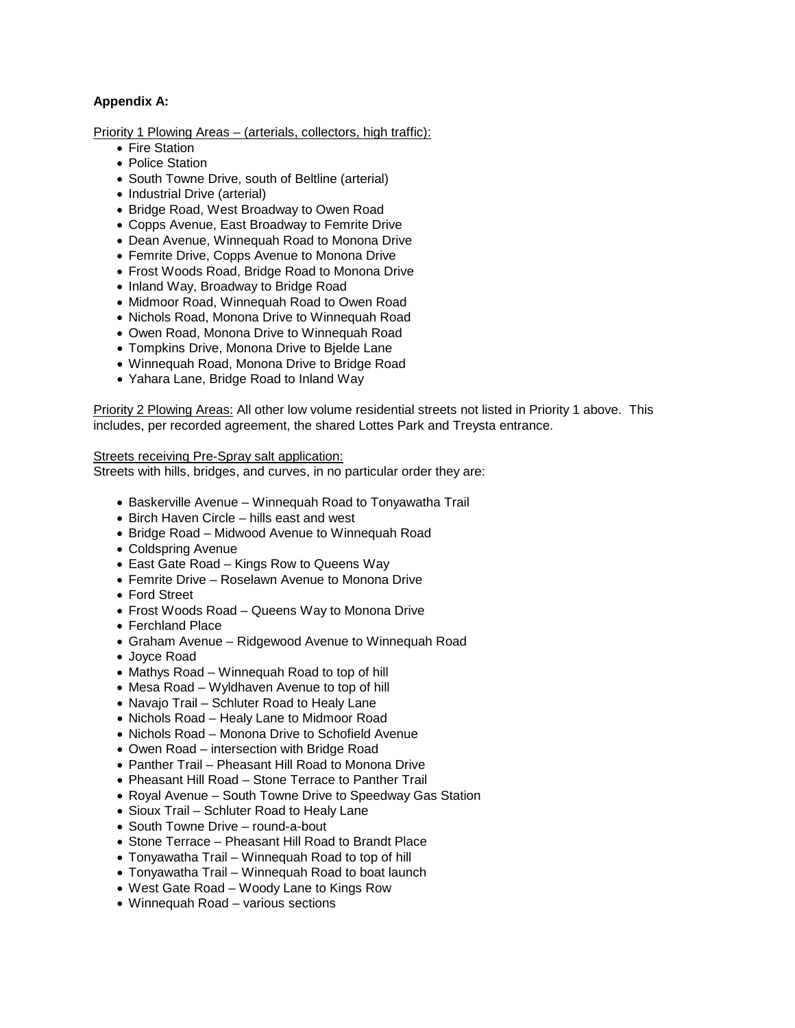**Appendix A:**

Priority 1 Plowing Areas – (arterials, collectors, high traffic):

- Fire Station
- Police Station
- South Towne Drive, south of Beltline (arterial)
- Industrial Drive (arterial)
- Bridge Road, West Broadway to Owen Road
- Copps Avenue, East Broadway to Femrite Drive
- Dean Avenue, Winnequah Road to Monona Drive
- Femrite Drive, Copps Avenue to Monona Drive
- Frost Woods Road, Bridge Road to Monona Drive
- Inland Way, Broadway to Bridge Road
- Midmoor Road, Winnequah Road to Owen Road
- Nichols Road, Monona Drive to Winnequah Road
- Owen Road, Monona Drive to Winnequah Road
- Tompkins Drive, Monona Drive to Bjelde Lane
- Winnequah Road, Monona Drive to Bridge Road
- Yahara Lane, Bridge Road to Inland Way

Priority 2 Plowing Areas: All other low volume residential streets not listed in Priority 1 above. This includes, per recorded agreement, the shared Lottes Park and Treysta entrance.

Streets receiving Pre-Spray salt application:
Streets with hills, bridges, and curves, in no particular order they are:

- Baskerville Avenue – Winnequah Road to Tonyawatha Trail
- Birch Haven Circle – hills east and west
- Bridge Road – Midwood Avenue to Winnequah Road
- Coldspring Avenue
- East Gate Road – Kings Row to Queens Way
- Femrite Drive – Roselawn Avenue to Monona Drive
- Ford Street
- Frost Woods Road – Queens Way to Monona Drive
- Ferchland Place
- Graham Avenue – Ridgewood Avenue to Winnequah Road
- Joyce Road
- Mathys Road – Winnequah Road to top of hill
- Mesa Road – Wyldhaven Avenue to top of hill
- Navajo Trail – Schluter Road to Healy Lane
- Nichols Road – Healy Lane to Midmoor Road
- Nichols Road – Monona Drive to Schofield Avenue
- Owen Road – intersection with Bridge Road
- Panther Trail – Pheasant Hill Road to Monona Drive
- Pheasant Hill Road – Stone Terrace to Panther Trail
- Royal Avenue – South Towne Drive to Speedway Gas Station
- Sioux Trail – Schluter Road to Healy Lane
- South Towne Drive – round-a-bout
- Stone Terrace – Pheasant Hill Road to Brandt Place
- Tonyawatha Trail – Winnequah Road to top of hill
- Tonyawatha Trail – Winnequah Road to boat launch
- West Gate Road – Woody Lane to Kings Row
- Winnequah Road – various sections